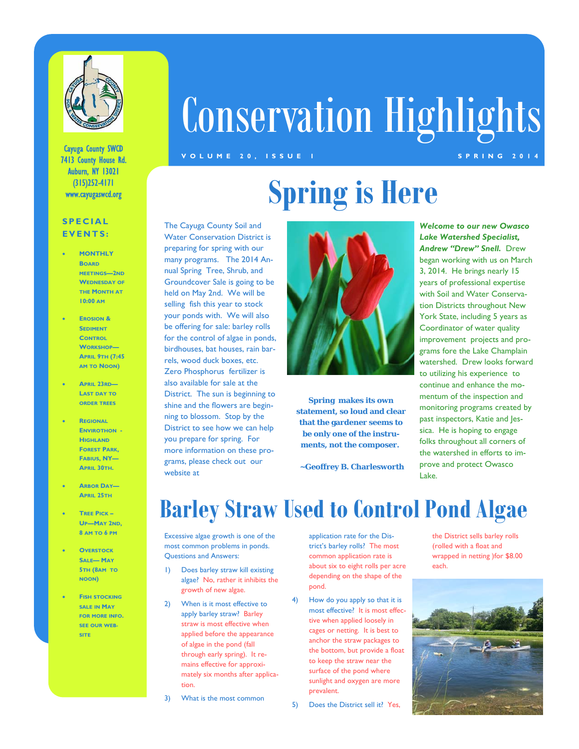# Conservation Highlights

**VOLUME 20, ISSUE 1** **SPRING 2014**

Cayuga County SWCD
7413 County House Rd.
Auburn, NY 13021
(315)252-4171
www.cayugaswcd.org

### SPECIAL EVENTS:

- Monthly Board Meetings—2nd Wednesday of the Month at 10:00 am
- Erosion & Sediment Control Workshop—April 9th (7:45 am to Noon)
- April 23rd—Last day to order trees
- Regional Envirothon - Highland Forest Park, Fabius, NY—April 30th.
- Arbor Day—April 25th
- Tree Pick – Up—May 2nd, 8 am to 6 pm
- Overstock Sale— May 5th (8am to noon)
- Fish stocking sale in May for more info. see our website

## Spring is Here

The Cayuga County Soil and Water Conservation District is preparing for spring with our many programs. The 2014 Annual Spring Tree, Shrub, and Groundcover Sale is going to be held on May 2nd. We will be selling fish this year to stock your ponds with. We will also be offering for sale: barley rolls for the control of algae in ponds, birdhouses, bat houses, rain barrels, wood duck boxes, etc. Zero Phosphorus fertilizer is also available for sale at the District. The sun is beginning to shine and the flowers are beginning to blossom. Stop by the District to see how we can help you prepare for spring. For more information on these programs, please check out our website at

**Spring makes its own statement, so loud and clear that the gardener seems to be only one of the instruments, not the composer.**

**~Geoffrey B. Charlesworth**

***Welcome to our new Owasco Lake Watershed Specialist, Andrew "Drew" Snell.*** Drew began working with us on March 3, 2014. He brings nearly 15 years of professional expertise with Soil and Water Conservation Districts throughout New York State, including 5 years as Coordinator of water quality improvement projects and programs fore the Lake Champlain watershed. Drew looks forward to utilizing his experience to continue and enhance the momentum of the inspection and monitoring programs created by past inspectors, Katie and Jessica. He is hoping to engage folks throughout all corners of the watershed in efforts to improve and protect Owasco Lake.

## Barley Straw Used to Control Pond Algae

Excessive algae growth is one of the most common problems in ponds. Questions and Answers:

1) Does barley straw kill existing algae? No, rather it inhibits the growth of new algae.
2) When is it most effective to apply barley straw? Barley straw is most effective when applied before the appearance of algae in the pond (fall through early spring). It remains effective for approximately six months after application.
3) What is the most common application rate for the District's barley rolls? The most common application rate is about six to eight rolls per acre depending on the shape of the pond.
4) How do you apply so that it is most effective? It is most effective when applied loosely in cages or netting. It is best to anchor the straw packages to the bottom, but provide a float to keep the straw near the surface of the pond where sunlight and oxygen are more prevalent.
5) Does the District sell it? Yes, the District sells barley rolls (rolled with a float and wrapped in netting )for $8.00 each.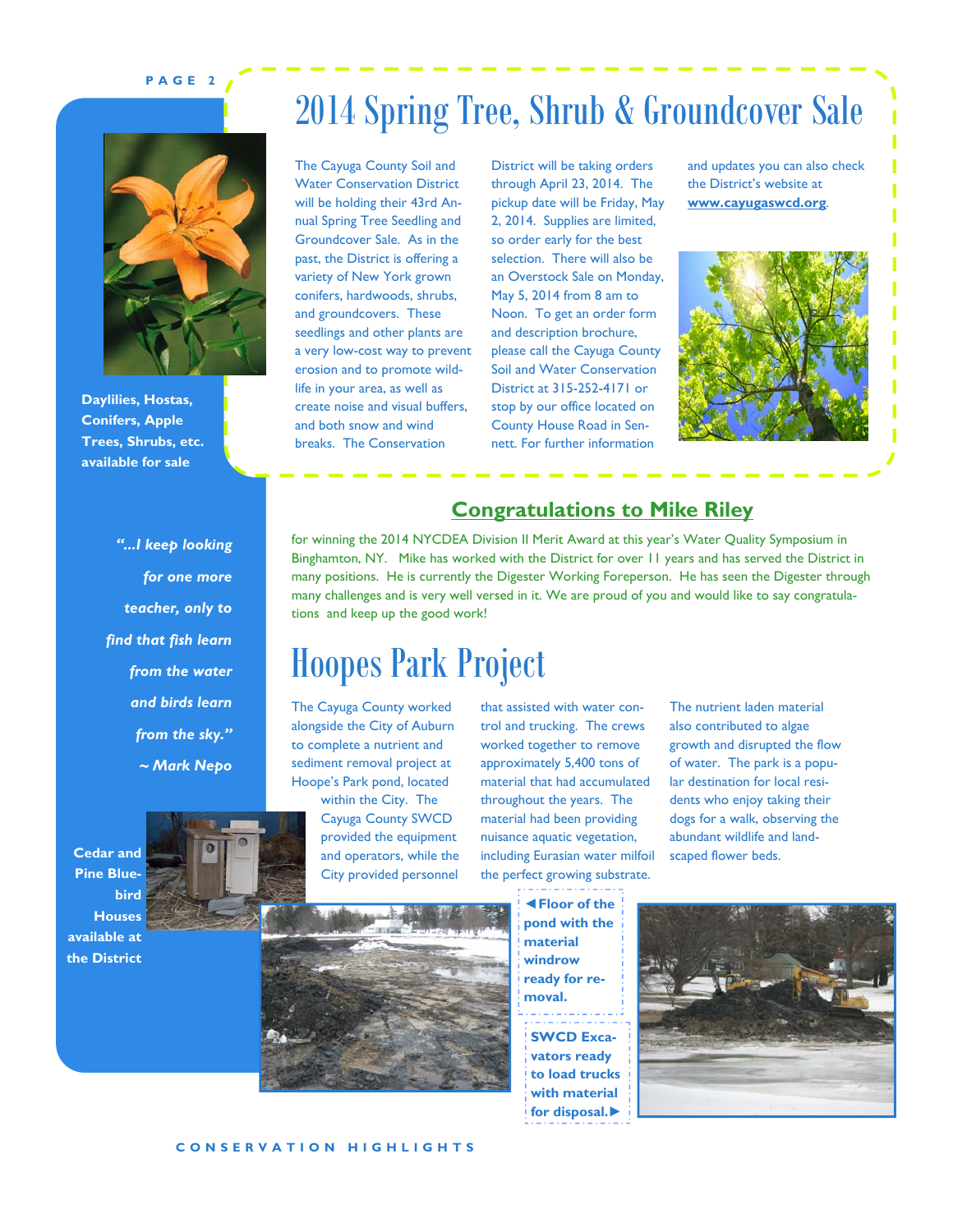# 2014 Spring Tree, Shrub & Groundcover Sale

The Cayuga County Soil and Water Conservation District will be holding their 43rd Annual Spring Tree Seedling and Groundcover Sale. As in the past, the District is offering a variety of New York grown conifers, hardwoods, shrubs, and groundcovers. These seedlings and other plants are a very low-cost way to prevent erosion and to promote wildlife in your area, as well as create noise and visual buffers, and both snow and wind breaks. The Conservation District will be taking orders through April 23, 2014. The pickup date will be Friday, May 2, 2014. Supplies are limited, so order early for the best selection. There will also be an Overstock Sale on Monday, May 5, 2014 from 8 am to Noon. To get an order form and description brochure, please call the Cayuga County Soil and Water Conservation District at 315-252-4171 or stop by our office located on County House Road in Sennett. For further information and updates you can also check the District's website at **www.cayugaswcd.org**.

**Daylilies, Hostas, Conifers, Apple Trees, Shrubs, etc. available for sale**

*"...I keep looking for one more teacher, only to find that fish learn from the water and birds learn from the sky."*
*~ Mark Nepo*

## Congratulations to Mike Riley

for winning the 2014 NYCDEA Division II Merit Award at this year's Water Quality Symposium in Binghamton, NY. Mike has worked with the District for over 11 years and has served the District in many positions. He is currently the Digester Working Foreperson. He has seen the Digester through many challenges and is very well versed in it. We are proud of you and would like to say congratulations and keep up the good work!

# Hoopes Park Project

The Cayuga County worked alongside the City of Auburn to complete a nutrient and sediment removal project at Hoope's Park pond, located within the City. The Cayuga County SWCD provided the equipment and operators, while the City provided personnel that assisted with water control and trucking. The crews worked together to remove approximately 5,400 tons of material that had accumulated throughout the years. The material had been providing nuisance aquatic vegetation, including Eurasian water milfoil the perfect growing substrate. The nutrient laden material also contributed to algae growth and disrupted the flow of water. The park is a popular destination for local residents who enjoy taking their dogs for a walk, observing the abundant wildlife and landscaped flower beds.

**Cedar and Pine Bluebird Houses available at the District**

**◄Floor of the pond with the material windrow ready for removal.**

**SWCD Excavators ready to load trucks with material for disposal.►**